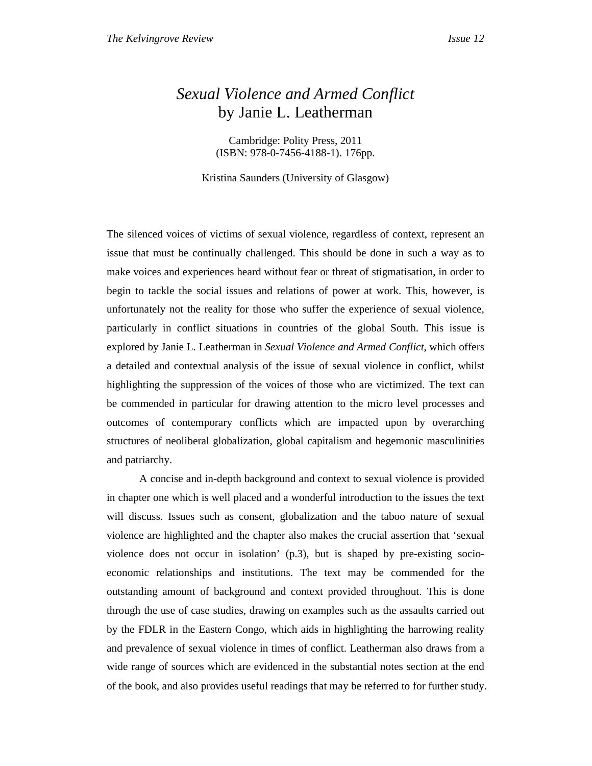# *Sexual Violence and Armed Conflict* by Janie L. Leatherman

Cambridge: Polity Press, 2011
(ISBN: 978-0-7456-4188-1). 176pp.

Kristina Saunders (University of Glasgow)

The silenced voices of victims of sexual violence, regardless of context, represent an issue that must be continually challenged. This should be done in such a way as to make voices and experiences heard without fear or threat of stigmatisation, in order to begin to tackle the social issues and relations of power at work. This, however, is unfortunately not the reality for those who suffer the experience of sexual violence, particularly in conflict situations in countries of the global South. This issue is explored by Janie L. Leatherman in *Sexual Violence and Armed Conflict*, which offers a detailed and contextual analysis of the issue of sexual violence in conflict, whilst highlighting the suppression of the voices of those who are victimized. The text can be commended in particular for drawing attention to the micro level processes and outcomes of contemporary conflicts which are impacted upon by overarching structures of neoliberal globalization, global capitalism and hegemonic masculinities and patriarchy.

A concise and in-depth background and context to sexual violence is provided in chapter one which is well placed and a wonderful introduction to the issues the text will discuss. Issues such as consent, globalization and the taboo nature of sexual violence are highlighted and the chapter also makes the crucial assertion that 'sexual violence does not occur in isolation' (p.3), but is shaped by pre-existing socio-economic relationships and institutions. The text may be commended for the outstanding amount of background and context provided throughout. This is done through the use of case studies, drawing on examples such as the assaults carried out by the FDLR in the Eastern Congo, which aids in highlighting the harrowing reality and prevalence of sexual violence in times of conflict. Leatherman also draws from a wide range of sources which are evidenced in the substantial notes section at the end of the book, and also provides useful readings that may be referred to for further study.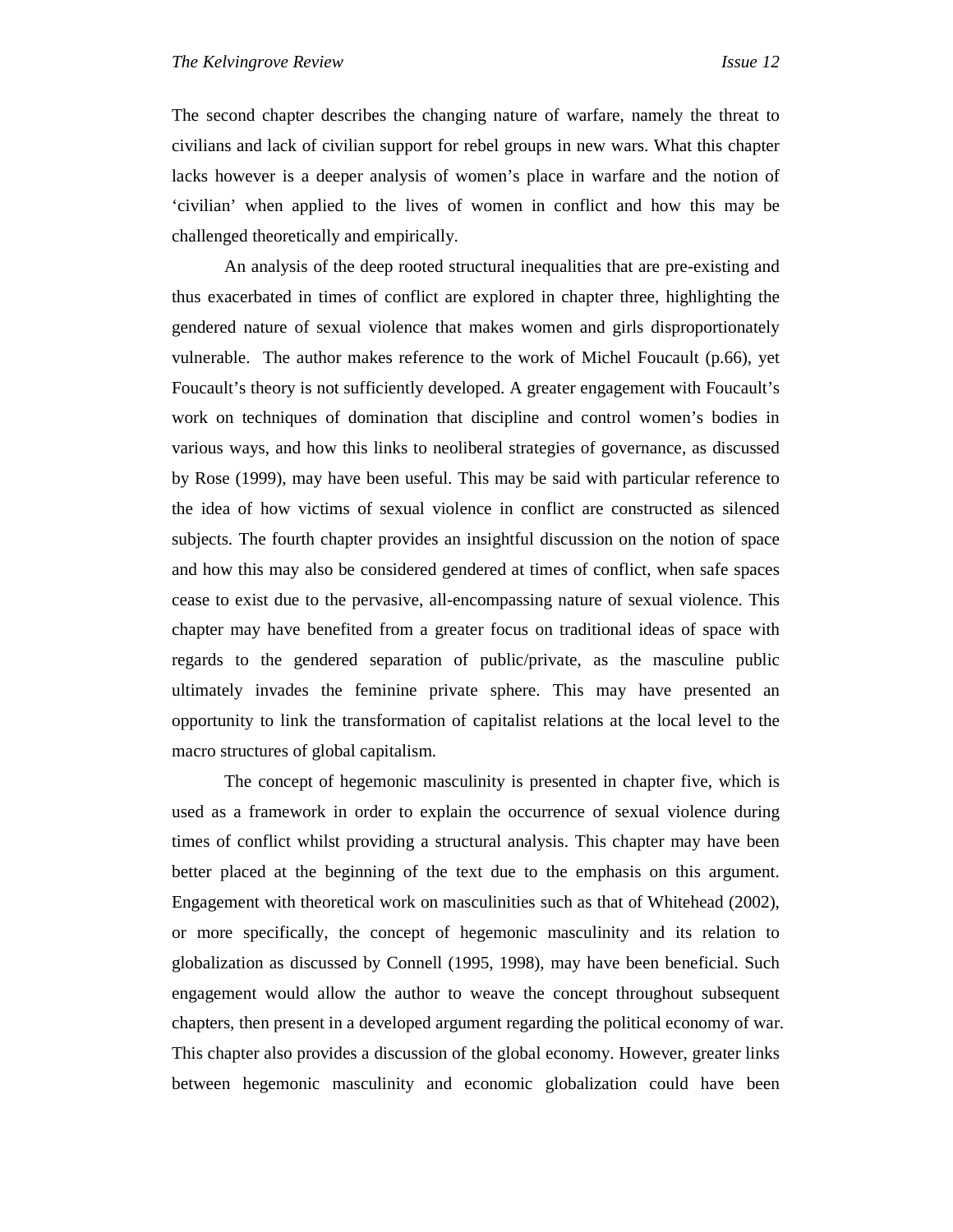The second chapter describes the changing nature of warfare, namely the threat to civilians and lack of civilian support for rebel groups in new wars. What this chapter lacks however is a deeper analysis of women's place in warfare and the notion of 'civilian' when applied to the lives of women in conflict and how this may be challenged theoretically and empirically.

An analysis of the deep rooted structural inequalities that are pre-existing and thus exacerbated in times of conflict are explored in chapter three, highlighting the gendered nature of sexual violence that makes women and girls disproportionately vulnerable. The author makes reference to the work of Michel Foucault (p.66), yet Foucault's theory is not sufficiently developed. A greater engagement with Foucault's work on techniques of domination that discipline and control women's bodies in various ways, and how this links to neoliberal strategies of governance, as discussed by Rose (1999), may have been useful. This may be said with particular reference to the idea of how victims of sexual violence in conflict are constructed as silenced subjects. The fourth chapter provides an insightful discussion on the notion of space and how this may also be considered gendered at times of conflict, when safe spaces cease to exist due to the pervasive, all-encompassing nature of sexual violence. This chapter may have benefited from a greater focus on traditional ideas of space with regards to the gendered separation of public/private, as the masculine public ultimately invades the feminine private sphere. This may have presented an opportunity to link the transformation of capitalist relations at the local level to the macro structures of global capitalism.

The concept of hegemonic masculinity is presented in chapter five, which is used as a framework in order to explain the occurrence of sexual violence during times of conflict whilst providing a structural analysis. This chapter may have been better placed at the beginning of the text due to the emphasis on this argument. Engagement with theoretical work on masculinities such as that of Whitehead (2002), or more specifically, the concept of hegemonic masculinity and its relation to globalization as discussed by Connell (1995, 1998), may have been beneficial. Such engagement would allow the author to weave the concept throughout subsequent chapters, then present in a developed argument regarding the political economy of war. This chapter also provides a discussion of the global economy. However, greater links between hegemonic masculinity and economic globalization could have been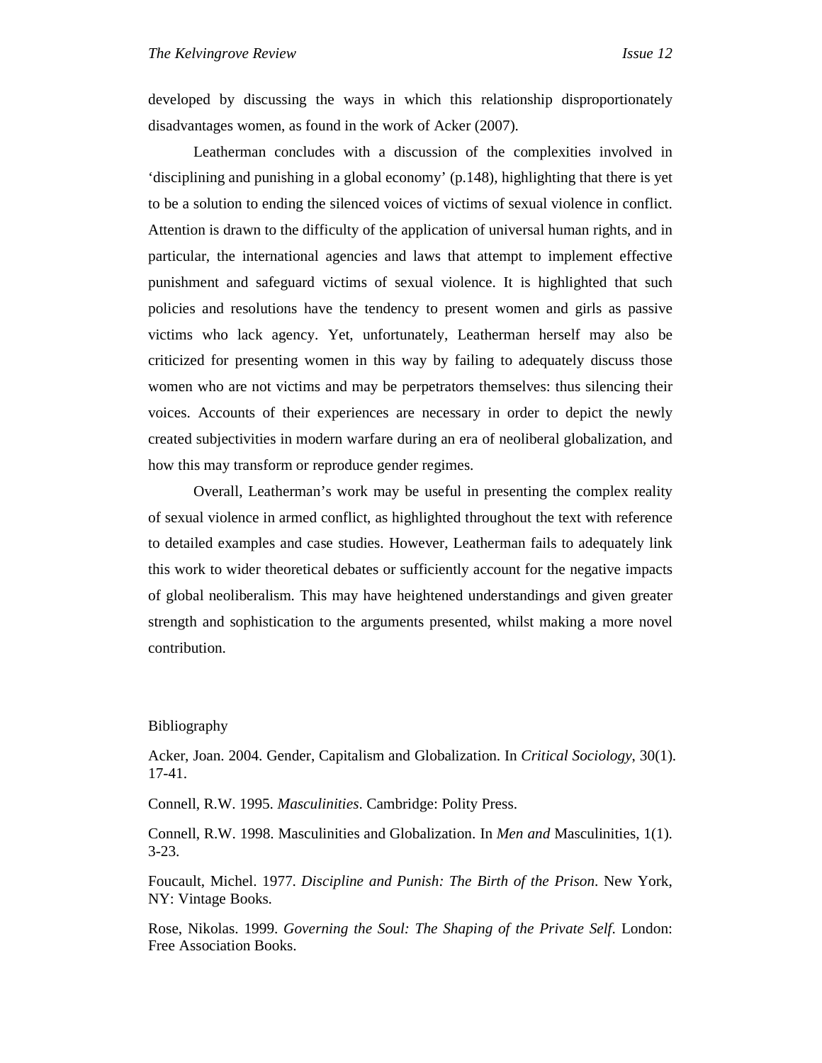developed by discussing the ways in which this relationship disproportionately disadvantages women, as found in the work of Acker (2007).

Leatherman concludes with a discussion of the complexities involved in 'disciplining and punishing in a global economy' (p.148), highlighting that there is yet to be a solution to ending the silenced voices of victims of sexual violence in conflict. Attention is drawn to the difficulty of the application of universal human rights, and in particular, the international agencies and laws that attempt to implement effective punishment and safeguard victims of sexual violence. It is highlighted that such policies and resolutions have the tendency to present women and girls as passive victims who lack agency. Yet, unfortunately, Leatherman herself may also be criticized for presenting women in this way by failing to adequately discuss those women who are not victims and may be perpetrators themselves: thus silencing their voices. Accounts of their experiences are necessary in order to depict the newly created subjectivities in modern warfare during an era of neoliberal globalization, and how this may transform or reproduce gender regimes.

Overall, Leatherman's work may be useful in presenting the complex reality of sexual violence in armed conflict, as highlighted throughout the text with reference to detailed examples and case studies. However, Leatherman fails to adequately link this work to wider theoretical debates or sufficiently account for the negative impacts of global neoliberalism. This may have heightened understandings and given greater strength and sophistication to the arguments presented, whilst making a more novel contribution.

Bibliography

Acker, Joan. 2004. Gender, Capitalism and Globalization. In *Critical Sociology*, 30(1). 17-41.

Connell, R.W. 1995. *Masculinities*. Cambridge: Polity Press.

Connell, R.W. 1998. Masculinities and Globalization. In *Men and* Masculinities, 1(1). 3-23.

Foucault, Michel. 1977. *Discipline and Punish: The Birth of the Prison*. New York, NY: Vintage Books.

Rose, Nikolas. 1999. *Governing the Soul: The Shaping of the Private Self*. London: Free Association Books.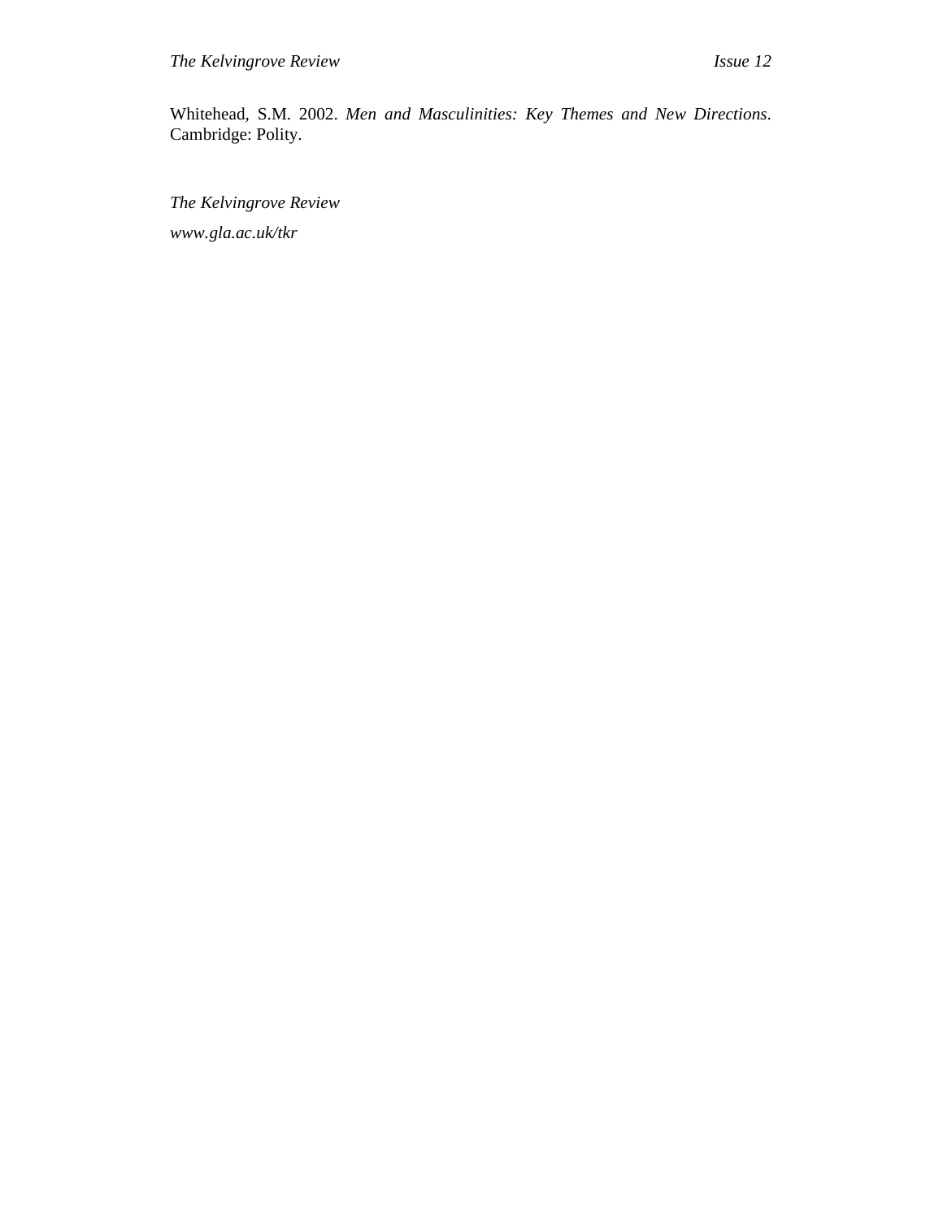Whitehead, S.M. 2002. *Men and Masculinities: Key Themes and New Directions*. Cambridge: Polity.

*The Kelvingrove Review*

*www.gla.ac.uk/tkr*